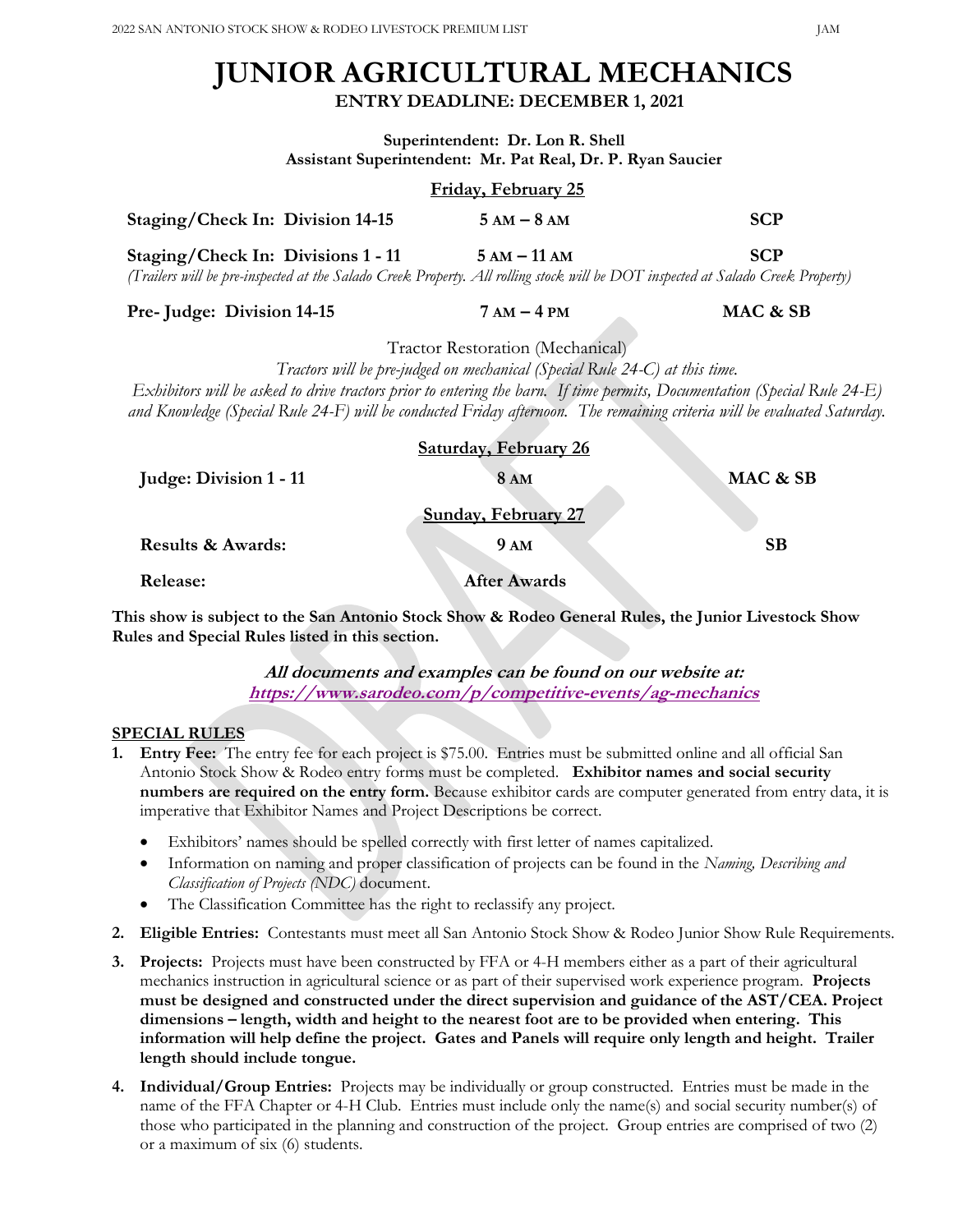# JUNIOR AGRICULTURAL MECHANICS

**ENTRY DEADLINE: DECEMBER 1, 2021**

**Superintendent: Dr. Lon R. Shell**
**Assistant Superintendent: Mr. Pat Real, Dr. P. Ryan Saucier**

## Friday, February 25

| | | |
|---|---|---|
| **Staging/Check In: Division 14-15** | **5 AM – 8 AM** | **SCP** |
| **Staging/Check In: Divisions 1 - 11** | **5 AM – 11 AM** | **SCP** |

*(Trailers will be pre-inspected at the Salado Creek Property. All rolling stock will be DOT inspected at Salado Creek Property)*

| | | |
|---|---|---|
| **Pre- Judge: Division 14-15** | **7 AM – 4 PM** | **MAC & SB** |

Tractor Restoration (Mechanical)

*Tractors will be pre-judged on mechanical (Special Rule 24-C) at this time.*
*Exhibitors will be asked to drive tractors prior to entering the barn. If time permits, Documentation (Special Rule 24-E) and Knowledge (Special Rule 24-F) will be conducted Friday afternoon. The remaining criteria will be evaluated Saturday.*

## Saturday, February 26

| | | |
|---|---|---|
| **Judge: Division 1 - 11** | **8 AM** | **MAC & SB** |

## Sunday, February 27

| | | |
|---|---|---|
| **Results & Awards:** | **9 AM** | **SB** |
| **Release:** | **After Awards** | |

**This show is subject to the San Antonio Stock Show & Rodeo General Rules, the Junior Livestock Show Rules and Special Rules listed in this section.**

***All documents and examples can be found on our website at:***
***https://www.sarodeo.com/p/competitive-events/ag-mechanics***

## SPECIAL RULES

1. **Entry Fee:** The entry fee for each project is $75.00. Entries must be submitted online and all official San Antonio Stock Show & Rodeo entry forms must be completed. **Exhibitor names and social security numbers are required on the entry form.** Because exhibitor cards are computer generated from entry data, it is imperative that Exhibitor Names and Project Descriptions be correct.
   - Exhibitors' names should be spelled correctly with first letter of names capitalized.
   - Information on naming and proper classification of projects can be found in the *Naming, Describing and Classification of Projects (NDC)* document.
   - The Classification Committee has the right to reclassify any project.
2. **Eligible Entries:** Contestants must meet all San Antonio Stock Show & Rodeo Junior Show Rule Requirements.
3. **Projects:** Projects must have been constructed by FFA or 4-H members either as a part of their agricultural mechanics instruction in agricultural science or as part of their supervised work experience program. **Projects must be designed and constructed under the direct supervision and guidance of the AST/CEA. Project dimensions – length, width and height to the nearest foot are to be provided when entering. This information will help define the project. Gates and Panels will require only length and height. Trailer length should include tongue.**
4. **Individual/Group Entries:** Projects may be individually or group constructed. Entries must be made in the name of the FFA Chapter or 4-H Club. Entries must include only the name(s) and social security number(s) of those who participated in the planning and construction of the project. Group entries are comprised of two (2) or a maximum of six (6) students.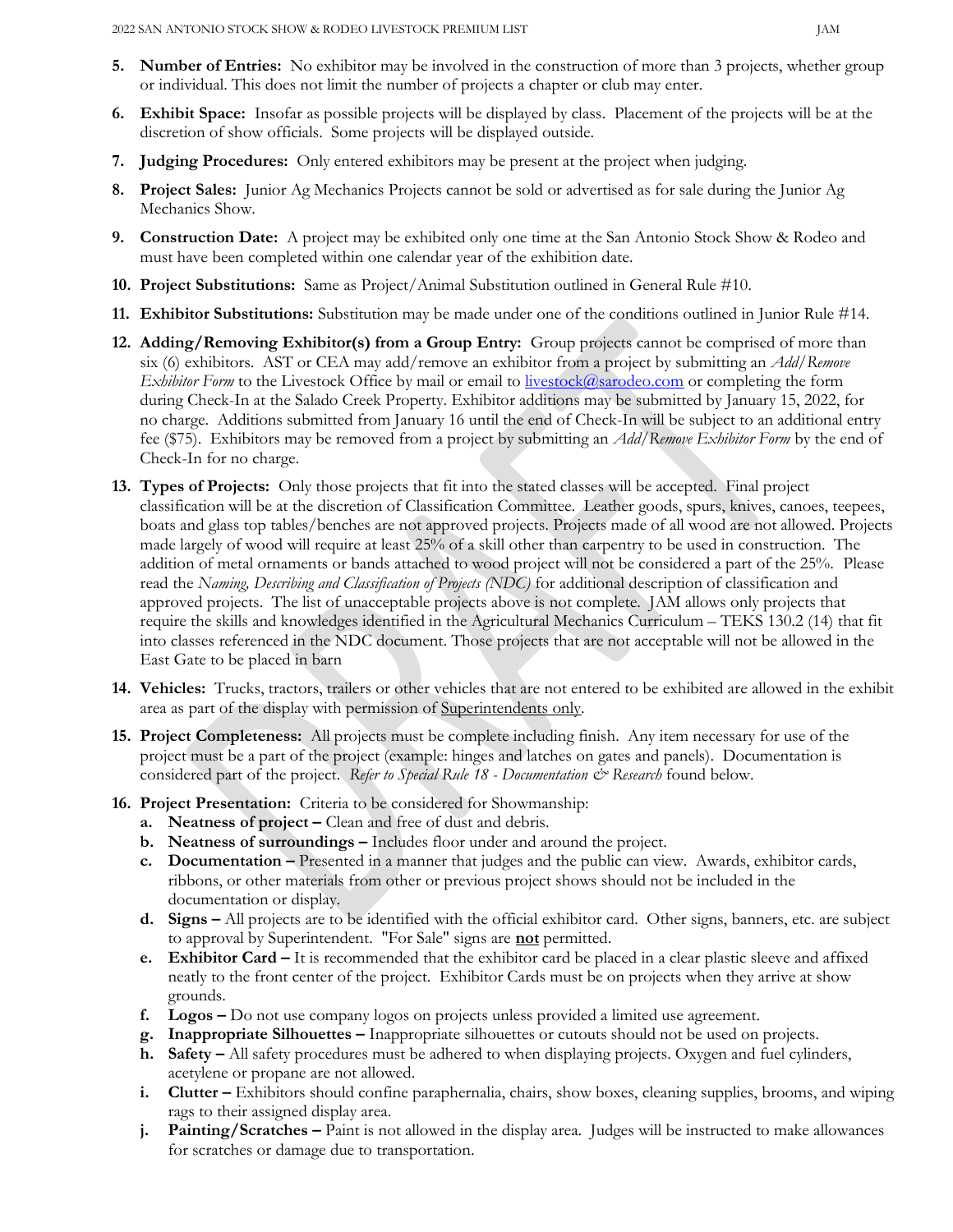5. **Number of Entries:** No exhibitor may be involved in the construction of more than 3 projects, whether group or individual. This does not limit the number of projects a chapter or club may enter.

6. **Exhibit Space:** Insofar as possible projects will be displayed by class. Placement of the projects will be at the discretion of show officials. Some projects will be displayed outside.

7. **Judging Procedures:** Only entered exhibitors may be present at the project when judging.

8. **Project Sales:** Junior Ag Mechanics Projects cannot be sold or advertised as for sale during the Junior Ag Mechanics Show.

9. **Construction Date:** A project may be exhibited only one time at the San Antonio Stock Show & Rodeo and must have been completed within one calendar year of the exhibition date.

10. **Project Substitutions:** Same as Project/Animal Substitution outlined in General Rule #10.

11. **Exhibitor Substitutions:** Substitution may be made under one of the conditions outlined in Junior Rule #14.

12. **Adding/Removing Exhibitor(s) from a Group Entry:** Group projects cannot be comprised of more than six (6) exhibitors. AST or CEA may add/remove an exhibitor from a project by submitting an *Add/Remove Exhibitor Form* to the Livestock Office by mail or email to livestock@sarodeo.com or completing the form during Check-In at the Salado Creek Property. Exhibitor additions may be submitted by January 15, 2022, for no charge. Additions submitted from January 16 until the end of Check-In will be subject to an additional entry fee ($75). Exhibitors may be removed from a project by submitting an *Add/Remove Exhibitor Form* by the end of Check-In for no charge.

13. **Types of Projects:** Only those projects that fit into the stated classes will be accepted. Final project classification will be at the discretion of Classification Committee. Leather goods, spurs, knives, canoes, teepees, boats and glass top tables/benches are not approved projects. Projects made of all wood are not allowed. Projects made largely of wood will require at least 25% of a skill other than carpentry to be used in construction. The addition of metal ornaments or bands attached to wood project will not be considered a part of the 25%. Please read the *Naming, Describing and Classification of Projects (NDC)* for additional description of classification and approved projects. The list of unacceptable projects above is not complete. JAM allows only projects that require the skills and knowledges identified in the Agricultural Mechanics Curriculum – TEKS 130.2 (14) that fit into classes referenced in the NDC document. Those projects that are not acceptable will not be allowed in the East Gate to be placed in barn

14. **Vehicles:** Trucks, tractors, trailers or other vehicles that are not entered to be exhibited are allowed in the exhibit area as part of the display with permission of Superintendents only.

15. **Project Completeness:** All projects must be complete including finish. Any item necessary for use of the project must be a part of the project (example: hinges and latches on gates and panels). Documentation is considered part of the project. *Refer to Special Rule 18 - Documentation & Research* found below.

16. **Project Presentation:** Criteria to be considered for Showmanship:
    a. **Neatness of project –** Clean and free of dust and debris.
    b. **Neatness of surroundings –** Includes floor under and around the project.
    c. **Documentation –** Presented in a manner that judges and the public can view. Awards, exhibitor cards, ribbons, or other materials from other or previous project shows should not be included in the documentation or display.
    d. **Signs –** All projects are to be identified with the official exhibitor card. Other signs, banners, etc. are subject to approval by Superintendent. "For Sale" signs are **not** permitted.
    e. **Exhibitor Card –** It is recommended that the exhibitor card be placed in a clear plastic sleeve and affixed neatly to the front center of the project. Exhibitor Cards must be on projects when they arrive at show grounds.
    f. **Logos –** Do not use company logos on projects unless provided a limited use agreement.
    g. **Inappropriate Silhouettes –** Inappropriate silhouettes or cutouts should not be used on projects.
    h. **Safety –** All safety procedures must be adhered to when displaying projects. Oxygen and fuel cylinders, acetylene or propane are not allowed.
    i. **Clutter –** Exhibitors should confine paraphernalia, chairs, show boxes, cleaning supplies, brooms, and wiping rags to their assigned display area.
    j. **Painting/Scratches –** Paint is not allowed in the display area. Judges will be instructed to make allowances for scratches or damage due to transportation.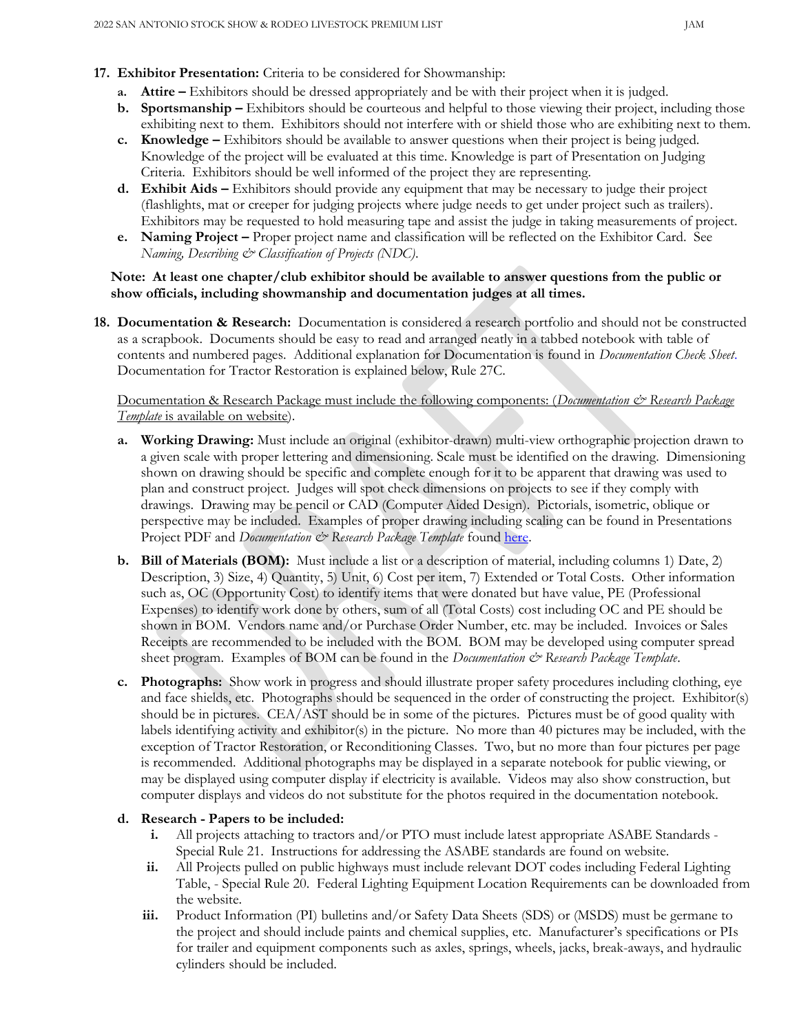17. **Exhibitor Presentation:** Criteria to be considered for Showmanship:
    a. **Attire –** Exhibitors should be dressed appropriately and be with their project when it is judged.
    b. **Sportsmanship –** Exhibitors should be courteous and helpful to those viewing their project, including those exhibiting next to them. Exhibitors should not interfere with or shield those who are exhibiting next to them.
    c. **Knowledge –** Exhibitors should be available to answer questions when their project is being judged. Knowledge of the project will be evaluated at this time. Knowledge is part of Presentation on Judging Criteria. Exhibitors should be well informed of the project they are representing.
    d. **Exhibit Aids –** Exhibitors should provide any equipment that may be necessary to judge their project (flashlights, mat or creeper for judging projects where judge needs to get under project such as trailers). Exhibitors may be requested to hold measuring tape and assist the judge in taking measurements of project.
    e. **Naming Project –** Proper project name and classification will be reflected on the Exhibitor Card. See *Naming, Describing & Classification of Projects (NDC).*

    **Note: At least one chapter/club exhibitor should be available to answer questions from the public or show officials, including showmanship and documentation judges at all times.**

18. **Documentation & Research:** Documentation is considered a research portfolio and should not be constructed as a scrapbook. Documents should be easy to read and arranged neatly in a tabbed notebook with table of contents and numbered pages. Additional explanation for Documentation is found in *Documentation Check Sheet.* Documentation for Tractor Restoration is explained below, Rule 27C.

    Documentation & Research Package must include the following components: (*Documentation & Research Package Template* is available on website).

    a. **Working Drawing:** Must include an original (exhibitor-drawn) multi-view orthographic projection drawn to a given scale with proper lettering and dimensioning. Scale must be identified on the drawing. Dimensioning shown on drawing should be specific and complete enough for it to be apparent that drawing was used to plan and construct project. Judges will spot check dimensions on projects to see if they comply with drawings. Drawing may be pencil or CAD (Computer Aided Design). Pictorials, isometric, oblique or perspective may be included. Examples of proper drawing including scaling can be found in Presentations Project PDF and *Documentation & Research Package Template* found here.
    b. **Bill of Materials (BOM):** Must include a list or a description of material, including columns 1) Date, 2) Description, 3) Size, 4) Quantity, 5) Unit, 6) Cost per item, 7) Extended or Total Costs. Other information such as, OC (Opportunity Cost) to identify items that were donated but have value, PE (Professional Expenses) to identify work done by others, sum of all (Total Costs) cost including OC and PE should be shown in BOM. Vendors name and/or Purchase Order Number, etc. may be included. Invoices or Sales Receipts are recommended to be included with the BOM. BOM may be developed using computer spread sheet program. Examples of BOM can be found in the *Documentation & Research Package Template*.
    c. **Photographs:** Show work in progress and should illustrate proper safety procedures including clothing, eye and face shields, etc. Photographs should be sequenced in the order of constructing the project. Exhibitor(s) should be in pictures. CEA/AST should be in some of the pictures. Pictures must be of good quality with labels identifying activity and exhibitor(s) in the picture. No more than 40 pictures may be included, with the exception of Tractor Restoration, or Reconditioning Classes. Two, but no more than four pictures per page is recommended. Additional photographs may be displayed in a separate notebook for public viewing, or may be displayed using computer display if electricity is available. Videos may also show construction, but computer displays and videos do not substitute for the photos required in the documentation notebook.
    d. **Research - Papers to be included:**
        i. All projects attaching to tractors and/or PTO must include latest appropriate ASABE Standards - Special Rule 21. Instructions for addressing the ASABE standards are found on website.
        ii. All Projects pulled on public highways must include relevant DOT codes including Federal Lighting Table, - Special Rule 20. Federal Lighting Equipment Location Requirements can be downloaded from the website.
        iii. Product Information (PI) bulletins and/or Safety Data Sheets (SDS) or (MSDS) must be germane to the project and should include paints and chemical supplies, etc. Manufacturer's specifications or PIs for trailer and equipment components such as axles, springs, wheels, jacks, break-aways, and hydraulic cylinders should be included.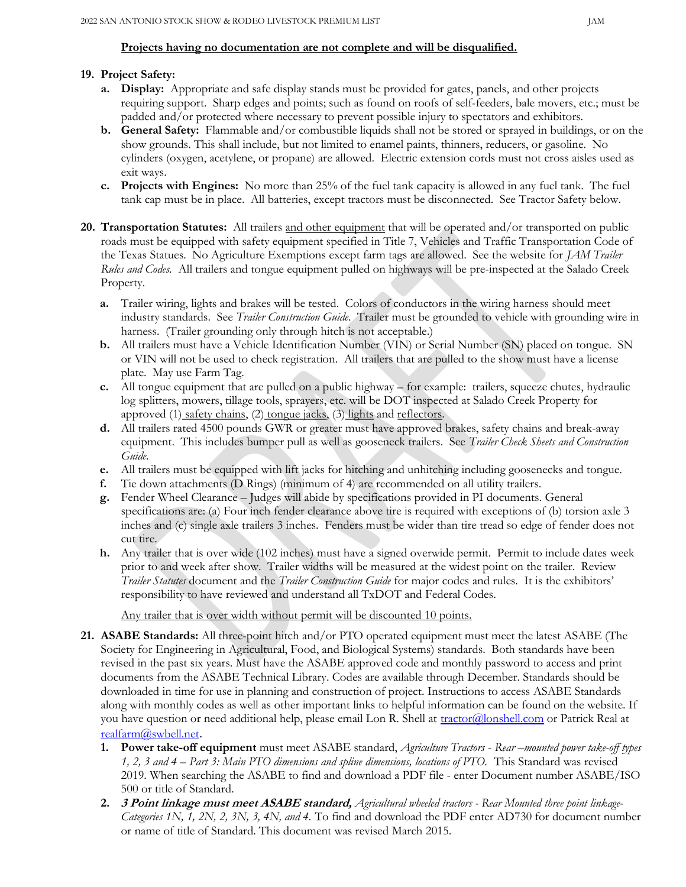**Projects having no documentation are not complete and will be disqualified.**

19. **Project Safety:**
    a. **Display:** Appropriate and safe display stands must be provided for gates, panels, and other projects requiring support. Sharp edges and points; such as found on roofs of self-feeders, bale movers, etc.; must be padded and/or protected where necessary to prevent possible injury to spectators and exhibitors.
    b. **General Safety:** Flammable and/or combustible liquids shall not be stored or sprayed in buildings, or on the show grounds. This shall include, but not limited to enamel paints, thinners, reducers, or gasoline. No cylinders (oxygen, acetylene, or propane) are allowed. Electric extension cords must not cross aisles used as exit ways.
    c. **Projects with Engines:** No more than 25% of the fuel tank capacity is allowed in any fuel tank. The fuel tank cap must be in place. All batteries, except tractors must be disconnected. See Tractor Safety below.

20. **Transportation Statutes:** All trailers and other equipment that will be operated and/or transported on public roads must be equipped with safety equipment specified in Title 7, Vehicles and Traffic Transportation Code of the Texas Statues. No Agriculture Exemptions except farm tags are allowed. See the website for *JAM Trailer Rules and Codes.* All trailers and tongue equipment pulled on highways will be pre-inspected at the Salado Creek Property.
    a. Trailer wiring, lights and brakes will be tested. Colors of conductors in the wiring harness should meet industry standards. See *Trailer Construction Guide*. Trailer must be grounded to vehicle with grounding wire in harness. (Trailer grounding only through hitch is not acceptable.)
    b. All trailers must have a Vehicle Identification Number (VIN) or Serial Number (SN) placed on tongue. SN or VIN will not be used to check registration. All trailers that are pulled to the show must have a license plate. May use Farm Tag.
    c. All tongue equipment that are pulled on a public highway – for example: trailers, squeeze chutes, hydraulic log splitters, mowers, tillage tools, sprayers, etc. will be DOT inspected at Salado Creek Property for approved (1) safety chains, (2) tongue jacks, (3) lights and reflectors.
    d. All trailers rated 4500 pounds GWR or greater must have approved brakes, safety chains and break-away equipment. This includes bumper pull as well as gooseneck trailers. See *Trailer Check Sheets and Construction Guide.*
    e. All trailers must be equipped with lift jacks for hitching and unhitching including goosenecks and tongue.
    f. Tie down attachments (D Rings) (minimum of 4) are recommended on all utility trailers.
    g. Fender Wheel Clearance – Judges will abide by specifications provided in PI documents. General specifications are: (a) Four inch fender clearance above tire is required with exceptions of (b) torsion axle 3 inches and (c) single axle trailers 3 inches. Fenders must be wider than tire tread so edge of fender does not cut tire.
    h. Any trailer that is over wide (102 inches) must have a signed overwide permit. Permit to include dates week prior to and week after show. Trailer widths will be measured at the widest point on the trailer. Review *Trailer Statutes* document and the *Trailer Construction Guide* for major codes and rules. It is the exhibitors' responsibility to have reviewed and understand all TxDOT and Federal Codes.

       Any trailer that is over width without permit will be discounted 10 points.

21. **ASABE Standards:** All three-point hitch and/or PTO operated equipment must meet the latest ASABE (The Society for Engineering in Agricultural, Food, and Biological Systems) standards. Both standards have been revised in the past six years. Must have the ASABE approved code and monthly password to access and print documents from the ASABE Technical Library. Codes are available through December. Standards should be downloaded in time for use in planning and construction of project. Instructions to access ASABE Standards along with monthly codes as well as other important links to helpful information can be found on the website. If you have question or need additional help, please email Lon R. Shell at tractor@lonshell.com or Patrick Real at realfarm@swbell.net.
    1. **Power take-off equipment** must meet ASABE standard, *Agriculture Tractors - Rear –mounted power take-off types 1, 2, 3 and 4 – Part 3: Main PTO dimensions and spline dimensions, locations of PTO.* This Standard was revised 2019. When searching the ASABE to find and download a PDF file - enter Document number ASABE/ISO 500 or title of Standard.
    2. ***3 Point linkage must meet ASABE standard,*** *Agricultural wheeled tractors - Rear Mounted three point linkage-Categories 1N, 1, 2N, 2, 3N, 3, 4N, and 4.* To find and download the PDF enter AD730 for document number or name of title of Standard. This document was revised March 2015.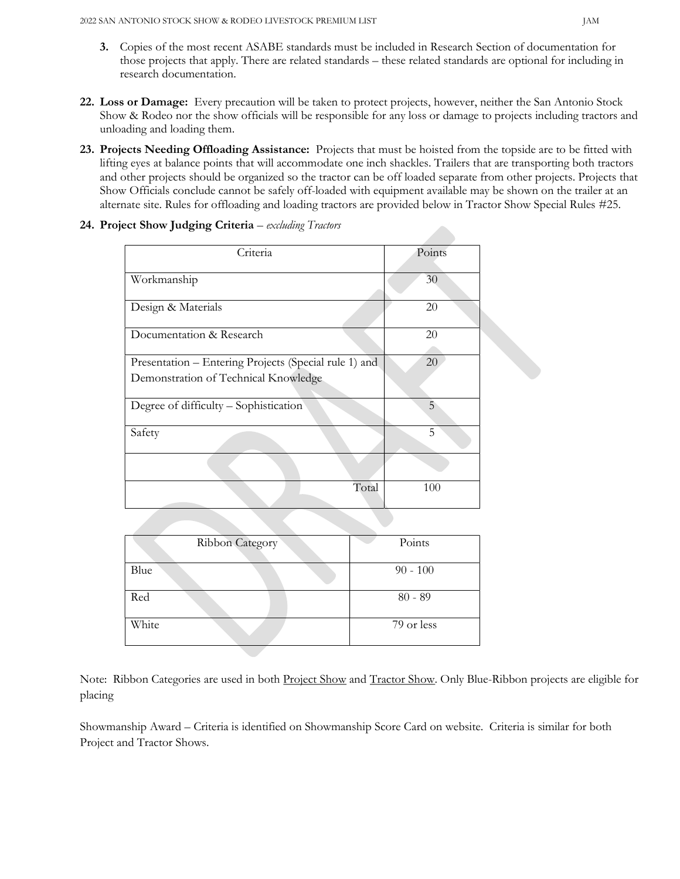3. Copies of the most recent ASABE standards must be included in Research Section of documentation for those projects that apply. There are related standards – these related standards are optional for including in research documentation.

22. **Loss or Damage:** Every precaution will be taken to protect projects, however, neither the San Antonio Stock Show & Rodeo nor the show officials will be responsible for any loss or damage to projects including tractors and unloading and loading them.

23. **Projects Needing Offloading Assistance:** Projects that must be hoisted from the topside are to be fitted with lifting eyes at balance points that will accommodate one inch shackles. Trailers that are transporting both tractors and other projects should be organized so the tractor can be off loaded separate from other projects. Projects that Show Officials conclude cannot be safely off-loaded with equipment available may be shown on the trailer at an alternate site. Rules for offloading and loading tractors are provided below in Tractor Show Special Rules #25.

24. **Project Show Judging Criteria** – *excluding Tractors*

| Criteria | Points |
|---|---|
| Workmanship | 30 |
| Design & Materials | 20 |
| Documentation & Research | 20 |
| Presentation – Entering Projects (Special rule 1) and Demonstration of Technical Knowledge | 20 |
| Degree of difficulty – Sophistication | 5 |
| Safety | 5 |
| | |
| Total | 100 |

| Ribbon Category | Points |
|---|---|
| Blue | 90 - 100 |
| Red | 80 - 89 |
| White | 79 or less |

Note: Ribbon Categories are used in both Project Show and Tractor Show. Only Blue-Ribbon projects are eligible for placing

Showmanship Award – Criteria is identified on Showmanship Score Card on website. Criteria is similar for both Project and Tractor Shows.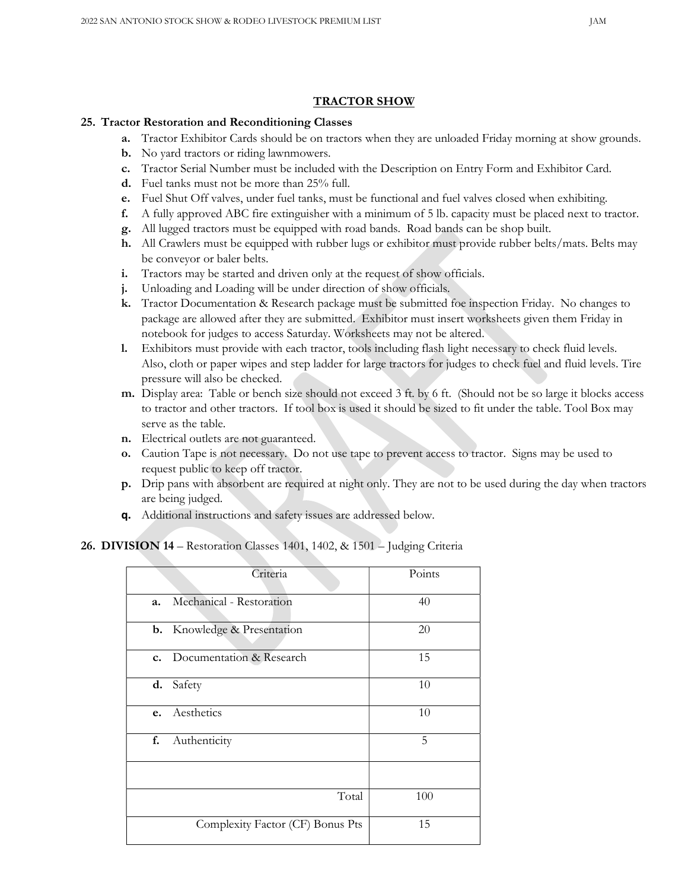## TRACTOR SHOW

### 25. Tractor Restoration and Reconditioning Classes

- **a.** Tractor Exhibitor Cards should be on tractors when they are unloaded Friday morning at show grounds.
- **b.** No yard tractors or riding lawnmowers.
- **c.** Tractor Serial Number must be included with the Description on Entry Form and Exhibitor Card.
- **d.** Fuel tanks must not be more than 25% full.
- **e.** Fuel Shut Off valves, under fuel tanks, must be functional and fuel valves closed when exhibiting.
- **f.** A fully approved ABC fire extinguisher with a minimum of 5 lb. capacity must be placed next to tractor.
- **g.** All lugged tractors must be equipped with road bands. Road bands can be shop built.
- **h.** All Crawlers must be equipped with rubber lugs or exhibitor must provide rubber belts/mats. Belts may be conveyor or baler belts.
- **i.** Tractors may be started and driven only at the request of show officials.
- **j.** Unloading and Loading will be under direction of show officials.
- **k.** Tractor Documentation & Research package must be submitted foe inspection Friday. No changes to package are allowed after they are submitted. Exhibitor must insert worksheets given them Friday in notebook for judges to access Saturday. Worksheets may not be altered.
- **l.** Exhibitors must provide with each tractor, tools including flash light necessary to check fluid levels. Also, cloth or paper wipes and step ladder for large tractors for judges to check fuel and fluid levels. Tire pressure will also be checked.
- **m.** Display area: Table or bench size should not exceed 3 ft. by 6 ft. (Should not be so large it blocks access to tractor and other tractors. If tool box is used it should be sized to fit under the table. Tool Box may serve as the table.
- **n.** Electrical outlets are not guaranteed.
- **o.** Caution Tape is not necessary. Do not use tape to prevent access to tractor. Signs may be used to request public to keep off tractor.
- **p.** Drip pans with absorbent are required at night only. They are not to be used during the day when tractors are being judged.
- **q.** Additional instructions and safety issues are addressed below.

### 26. DIVISION 14 – Restoration Classes 1401, 1402, & 1501 – Judging Criteria

| Criteria | Points |
|---|---|
| **a.** Mechanical - Restoration | 40 |
| **b.** Knowledge & Presentation | 20 |
| **c.** Documentation & Research | 15 |
| **d.** Safety | 10 |
| **e.** Aesthetics | 10 |
| **f.** Authenticity | 5 |
| | |
| Total | 100 |
| Complexity Factor (CF) Bonus Pts | 15 |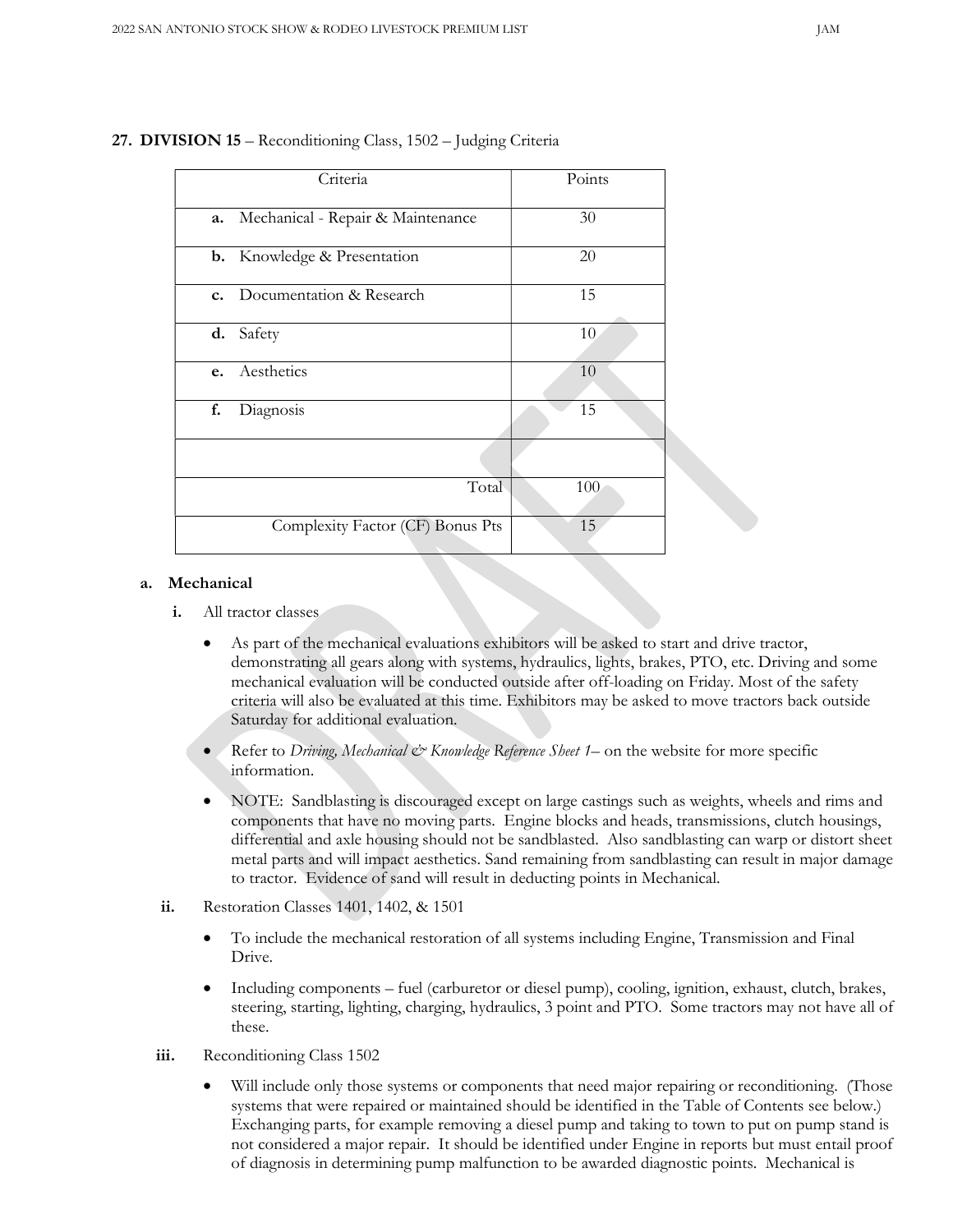**27. DIVISION 15** – Reconditioning Class, 1502 – Judging Criteria

| Criteria | Points |
|---|---|
| **a.** Mechanical - Repair & Maintenance | 30 |
| **b.** Knowledge & Presentation | 20 |
| **c.** Documentation & Research | 15 |
| **d.** Safety | 10 |
| **e.** Aesthetics | 10 |
| **f.** Diagnosis | 15 |
| | |
| Total | 100 |
| Complexity Factor (CF) Bonus Pts | 15 |

**a. Mechanical**

**i.** All tractor classes

- As part of the mechanical evaluations exhibitors will be asked to start and drive tractor, demonstrating all gears along with systems, hydraulics, lights, brakes, PTO, etc. Driving and some mechanical evaluation will be conducted outside after off-loading on Friday. Most of the safety criteria will also be evaluated at this time. Exhibitors may be asked to move tractors back outside Saturday for additional evaluation.
- Refer to *Driving, Mechanical & Knowledge Reference Sheet 1*– on the website for more specific information.
- NOTE: Sandblasting is discouraged except on large castings such as weights, wheels and rims and components that have no moving parts. Engine blocks and heads, transmissions, clutch housings, differential and axle housing should not be sandblasted. Also sandblasting can warp or distort sheet metal parts and will impact aesthetics. Sand remaining from sandblasting can result in major damage to tractor. Evidence of sand will result in deducting points in Mechanical.

**ii.** Restoration Classes 1401, 1402, & 1501

- To include the mechanical restoration of all systems including Engine, Transmission and Final Drive.
- Including components – fuel (carburetor or diesel pump), cooling, ignition, exhaust, clutch, brakes, steering, starting, lighting, charging, hydraulics, 3 point and PTO. Some tractors may not have all of these.

**iii.** Reconditioning Class 1502

- Will include only those systems or components that need major repairing or reconditioning. (Those systems that were repaired or maintained should be identified in the Table of Contents see below.) Exchanging parts, for example removing a diesel pump and taking to town to put on pump stand is not considered a major repair. It should be identified under Engine in reports but must entail proof of diagnosis in determining pump malfunction to be awarded diagnostic points. Mechanical is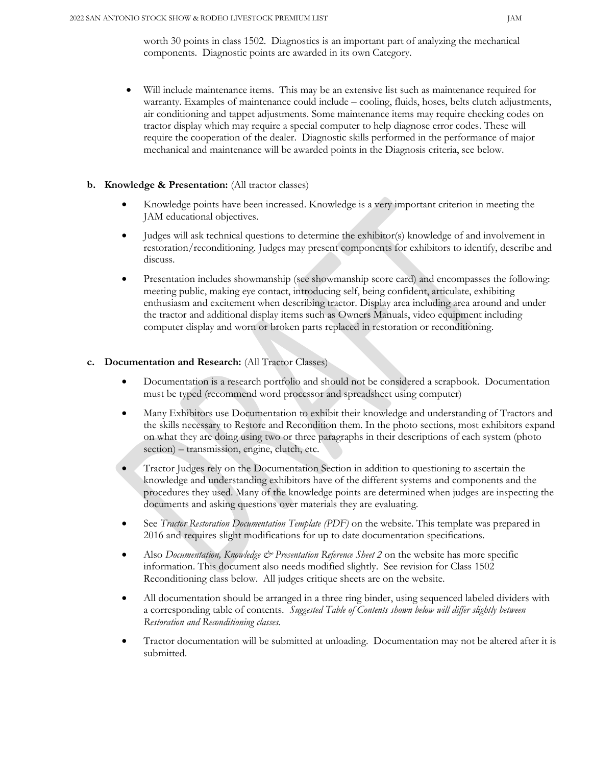worth 30 points in class 1502. Diagnostics is an important part of analyzing the mechanical components. Diagnostic points are awarded in its own Category.

- Will include maintenance items. This may be an extensive list such as maintenance required for warranty. Examples of maintenance could include – cooling, fluids, hoses, belts clutch adjustments, air conditioning and tappet adjustments. Some maintenance items may require checking codes on tractor display which may require a special computer to help diagnose error codes. These will require the cooperation of the dealer. Diagnostic skills performed in the performance of major mechanical and maintenance will be awarded points in the Diagnosis criteria, see below.

**b. Knowledge & Presentation:** (All tractor classes)

- Knowledge points have been increased. Knowledge is a very important criterion in meeting the JAM educational objectives.
- Judges will ask technical questions to determine the exhibitor(s) knowledge of and involvement in restoration/reconditioning. Judges may present components for exhibitors to identify, describe and discuss.
- Presentation includes showmanship (see showmanship score card) and encompasses the following: meeting public, making eye contact, introducing self, being confident, articulate, exhibiting enthusiasm and excitement when describing tractor. Display area including area around and under the tractor and additional display items such as Owners Manuals, video equipment including computer display and worn or broken parts replaced in restoration or reconditioning.

**c. Documentation and Research:** (All Tractor Classes)

- Documentation is a research portfolio and should not be considered a scrapbook. Documentation must be typed (recommend word processor and spreadsheet using computer)
- Many Exhibitors use Documentation to exhibit their knowledge and understanding of Tractors and the skills necessary to Restore and Recondition them. In the photo sections, most exhibitors expand on what they are doing using two or three paragraphs in their descriptions of each system (photo section) – transmission, engine, clutch, etc.
- Tractor Judges rely on the Documentation Section in addition to questioning to ascertain the knowledge and understanding exhibitors have of the different systems and components and the procedures they used. Many of the knowledge points are determined when judges are inspecting the documents and asking questions over materials they are evaluating.
- See *Tractor Restoration Documentation Template (PDF)* on the website. This template was prepared in 2016 and requires slight modifications for up to date documentation specifications.
- Also *Documentation, Knowledge & Presentation Reference Sheet 2* on the website has more specific information. This document also needs modified slightly. See revision for Class 1502 Reconditioning class below. All judges critique sheets are on the website.
- All documentation should be arranged in a three ring binder, using sequenced labeled dividers with a corresponding table of contents. *Suggested Table of Contents shown below will differ slightly between Restoration and Reconditioning classes.*
- Tractor documentation will be submitted at unloading. Documentation may not be altered after it is submitted.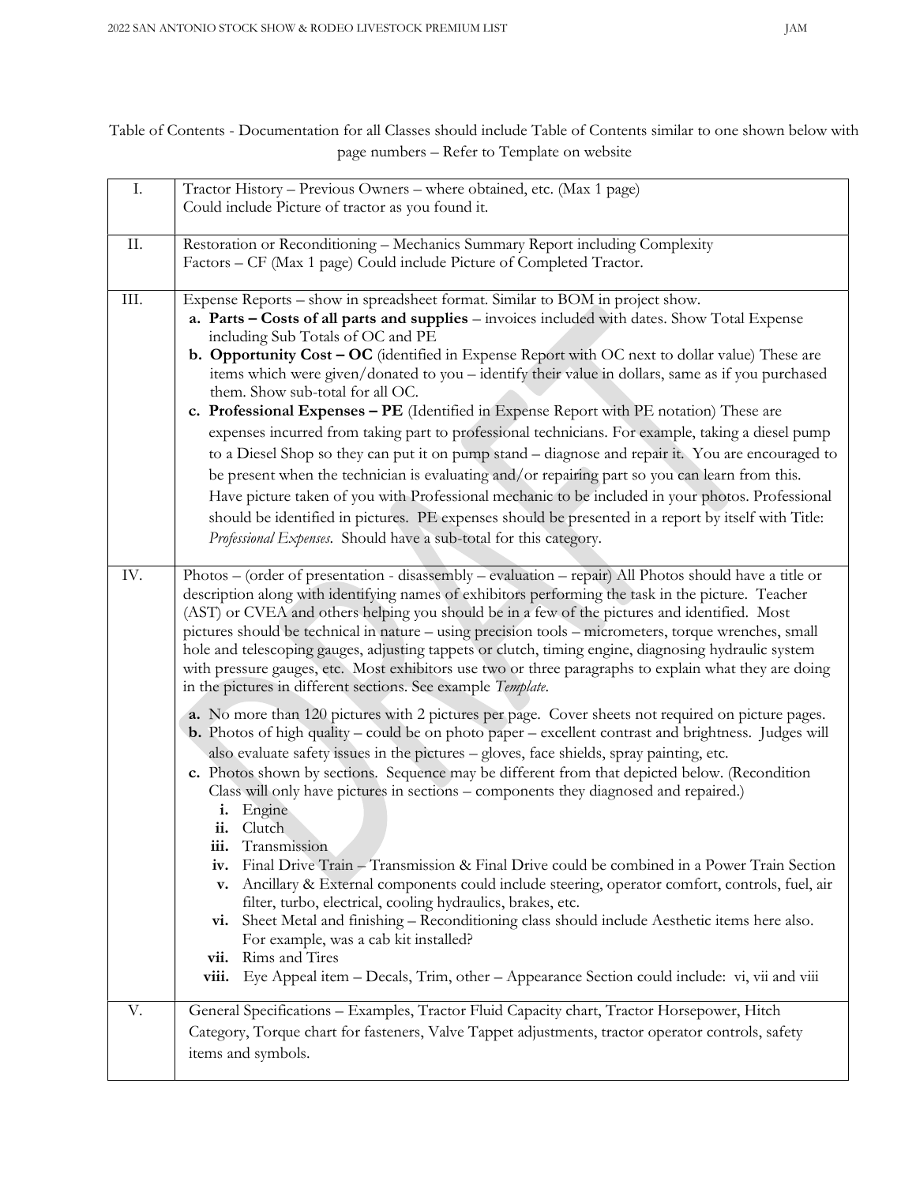Table of Contents - Documentation for all Classes should include Table of Contents similar to one shown below with page numbers – Refer to Template on website

| I. | Tractor History – Previous Owners – where obtained, etc. (Max 1 page)<br>Could include Picture of tractor as you found it. |
|---|---|
| II. | Restoration or Reconditioning – Mechanics Summary Report including Complexity Factors – CF (Max 1 page) Could include Picture of Completed Tractor. |
| III. | Expense Reports – show in spreadsheet format. Similar to BOM in project show.<br>**a. Parts – Costs of all parts and supplies** – invoices included with dates. Show Total Expense including Sub Totals of OC and PE<br>**b. Opportunity Cost – OC** (identified in Expense Report with OC next to dollar value) These are items which were given/donated to you – identify their value in dollars, same as if you purchased them. Show sub-total for all OC.<br>**c. Professional Expenses – PE** (Identified in Expense Report with PE notation) These are expenses incurred from taking part to professional technicians. For example, taking a diesel pump to a Diesel Shop so they can put it on pump stand – diagnose and repair it. You are encouraged to be present when the technician is evaluating and/or repairing part so you can learn from this. Have picture taken of you with Professional mechanic to be included in your photos. Professional should be identified in pictures. PE expenses should be presented in a report by itself with Title: *Professional Expenses*. Should have a sub-total for this category. |
| IV. | Photos – (order of presentation - disassembly – evaluation – repair) All Photos should have a title or description along with identifying names of exhibitors performing the task in the picture. Teacher (AST) or CVEA and others helping you should be in a few of the pictures and identified. Most pictures should be technical in nature – using precision tools – micrometers, torque wrenches, small hole and telescoping gauges, adjusting tappets or clutch, timing engine, diagnosing hydraulic system with pressure gauges, etc. Most exhibitors use two or three paragraphs to explain what they are doing in the pictures in different sections. See example *Template*.<br>**a.** No more than 120 pictures with 2 pictures per page. Cover sheets not required on picture pages.<br>**b.** Photos of high quality – could be on photo paper – excellent contrast and brightness. Judges will also evaluate safety issues in the pictures – gloves, face shields, spray painting, etc.<br>**c.** Photos shown by sections. Sequence may be different from that depicted below. (Recondition Class will only have pictures in sections – components they diagnosed and repaired.)<br>**i.** Engine<br>**ii.** Clutch<br>**iii.** Transmission<br>**iv.** Final Drive Train – Transmission & Final Drive could be combined in a Power Train Section<br>**v.** Ancillary & External components could include steering, operator comfort, controls, fuel, air filter, turbo, electrical, cooling hydraulics, brakes, etc.<br>**vi.** Sheet Metal and finishing – Reconditioning class should include Aesthetic items here also. For example, was a cab kit installed?<br>**vii.** Rims and Tires<br>**viii.** Eye Appeal item – Decals, Trim, other – Appearance Section could include: vi, vii and viii |
| V. | General Specifications – Examples, Tractor Fluid Capacity chart, Tractor Horsepower, Hitch Category, Torque chart for fasteners, Valve Tappet adjustments, tractor operator controls, safety items and symbols. |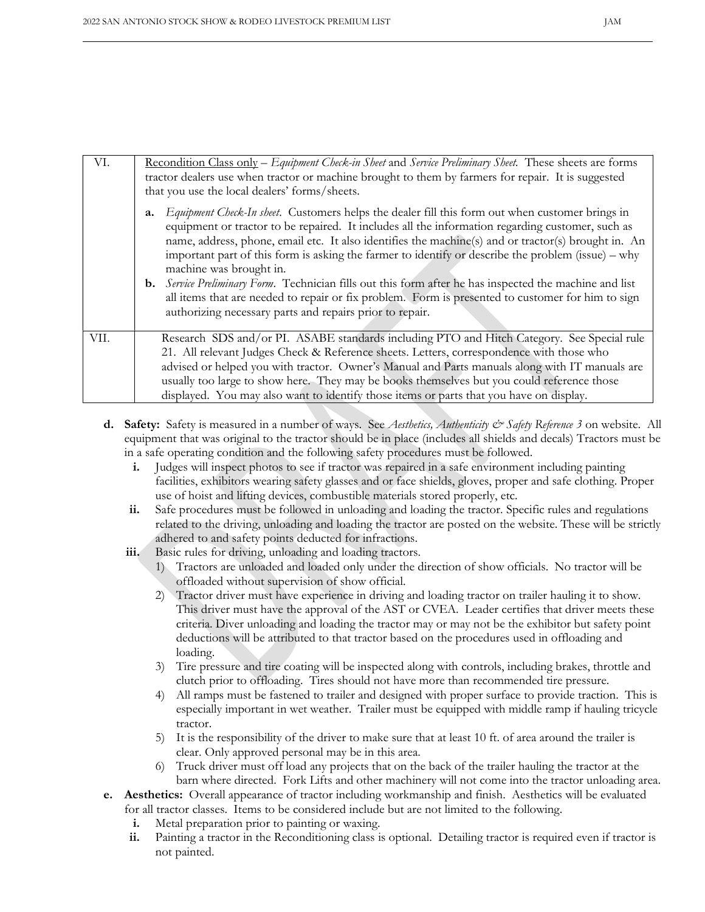| VI. | Recondition Class only – *Equipment Check-in Sheet* and *Service Preliminary Sheet.* These sheets are forms tractor dealers use when tractor or machine brought to them by farmers for repair. It is suggested that you use the local dealers' forms/sheets.<br><br>**a.** *Equipment Check-In sheet.* Customers helps the dealer fill this form out when customer brings in equipment or tractor to be repaired. It includes all the information regarding customer, such as name, address, phone, email etc. It also identifies the machine(s) and or tractor(s) brought in. An important part of this form is asking the farmer to identify or describe the problem (issue) – why machine was brought in.<br>**b.** *Service Preliminary Form.* Technician fills out this form after he has inspected the machine and list all items that are needed to repair or fix problem. Form is presented to customer for him to sign authorizing necessary parts and repairs prior to repair. |
|---|---|
| VII. | Research SDS and/or PI. ASABE standards including PTO and Hitch Category. See Special rule 21. All relevant Judges Check & Reference sheets. Letters, correspondence with those who advised or helped you with tractor. Owner's Manual and Parts manuals along with IT manuals are usually too large to show here. They may be books themselves but you could reference those displayed. You may also want to identify those items or parts that you have on display. |

**d. Safety:** Safety is measured in a number of ways. See *Aesthetics, Authenticity & Safety Reference 3* on website. All equipment that was original to the tractor should be in place (includes all shields and decals) Tractors must be in a safe operating condition and the following safety procedures must be followed.

**i.** Judges will inspect photos to see if tractor was repaired in a safe environment including painting facilities, exhibitors wearing safety glasses and or face shields, gloves, proper and safe clothing. Proper use of hoist and lifting devices, combustible materials stored properly, etc.

**ii.** Safe procedures must be followed in unloading and loading the tractor. Specific rules and regulations related to the driving, unloading and loading the tractor are posted on the website. These will be strictly adhered to and safety points deducted for infractions.

**iii.** Basic rules for driving, unloading and loading tractors.

1) Tractors are unloaded and loaded only under the direction of show officials. No tractor will be offloaded without supervision of show official.
2) Tractor driver must have experience in driving and loading tractor on trailer hauling it to show. This driver must have the approval of the AST or CVEA. Leader certifies that driver meets these criteria. Diver unloading and loading the tractor may or may not be the exhibitor but safety point deductions will be attributed to that tractor based on the procedures used in offloading and loading.
3) Tire pressure and tire coating will be inspected along with controls, including brakes, throttle and clutch prior to offloading. Tires should not have more than recommended tire pressure.
4) All ramps must be fastened to trailer and designed with proper surface to provide traction. This is especially important in wet weather. Trailer must be equipped with middle ramp if hauling tricycle tractor.
5) It is the responsibility of the driver to make sure that at least 10 ft. of area around the trailer is clear. Only approved personal may be in this area.
6) Truck driver must off load any projects that on the back of the trailer hauling the tractor at the barn where directed. Fork Lifts and other machinery will not come into the tractor unloading area.

**e. Aesthetics:** Overall appearance of tractor including workmanship and finish. Aesthetics will be evaluated for all tractor classes. Items to be considered include but are not limited to the following.

**i.** Metal preparation prior to painting or waxing.

**ii.** Painting a tractor in the Reconditioning class is optional. Detailing tractor is required even if tractor is not painted.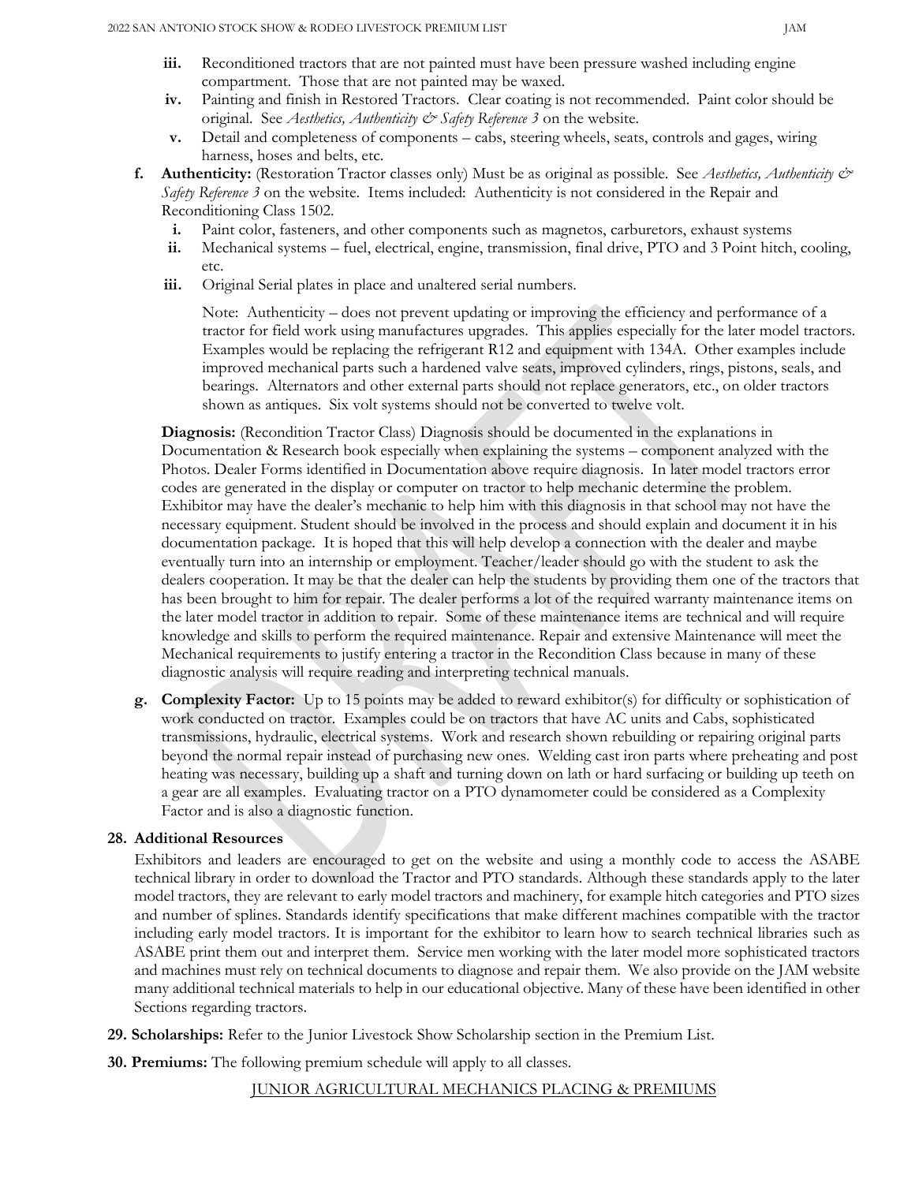iii. Reconditioned tractors that are not painted must have been pressure washed including engine compartment. Those that are not painted may be waxed.

iv. Painting and finish in Restored Tractors. Clear coating is not recommended. Paint color should be original. See *Aesthetics, Authenticity & Safety Reference 3* on the website.

v. Detail and completeness of components – cabs, steering wheels, seats, controls and gages, wiring harness, hoses and belts, etc.

**f. Authenticity:** (Restoration Tractor classes only) Must be as original as possible. See *Aesthetics, Authenticity & Safety Reference 3* on the website. Items included: Authenticity is not considered in the Repair and Reconditioning Class 1502.

i. Paint color, fasteners, and other components such as magnetos, carburetors, exhaust systems

ii. Mechanical systems – fuel, electrical, engine, transmission, final drive, PTO and 3 Point hitch, cooling, etc.

iii. Original Serial plates in place and unaltered serial numbers.

Note: Authenticity – does not prevent updating or improving the efficiency and performance of a tractor for field work using manufactures upgrades. This applies especially for the later model tractors. Examples would be replacing the refrigerant R12 and equipment with 134A. Other examples include improved mechanical parts such a hardened valve seats, improved cylinders, rings, pistons, seals, and bearings. Alternators and other external parts should not replace generators, etc., on older tractors shown as antiques. Six volt systems should not be converted to twelve volt.

**Diagnosis:** (Recondition Tractor Class) Diagnosis should be documented in the explanations in Documentation & Research book especially when explaining the systems – component analyzed with the Photos. Dealer Forms identified in Documentation above require diagnosis. In later model tractors error codes are generated in the display or computer on tractor to help mechanic determine the problem. Exhibitor may have the dealer's mechanic to help him with this diagnosis in that school may not have the necessary equipment. Student should be involved in the process and should explain and document it in his documentation package. It is hoped that this will help develop a connection with the dealer and maybe eventually turn into an internship or employment. Teacher/leader should go with the student to ask the dealers cooperation. It may be that the dealer can help the students by providing them one of the tractors that has been brought to him for repair. The dealer performs a lot of the required warranty maintenance items on the later model tractor in addition to repair. Some of these maintenance items are technical and will require knowledge and skills to perform the required maintenance. Repair and extensive Maintenance will meet the Mechanical requirements to justify entering a tractor in the Recondition Class because in many of these diagnostic analysis will require reading and interpreting technical manuals.

**g. Complexity Factor:** Up to 15 points may be added to reward exhibitor(s) for difficulty or sophistication of work conducted on tractor. Examples could be on tractors that have AC units and Cabs, sophisticated transmissions, hydraulic, electrical systems. Work and research shown rebuilding or repairing original parts beyond the normal repair instead of purchasing new ones. Welding cast iron parts where preheating and post heating was necessary, building up a shaft and turning down on lath or hard surfacing or building up teeth on a gear are all examples. Evaluating tractor on a PTO dynamometer could be considered as a Complexity Factor and is also a diagnostic function.

**28. Additional Resources**

Exhibitors and leaders are encouraged to get on the website and using a monthly code to access the ASABE technical library in order to download the Tractor and PTO standards. Although these standards apply to the later model tractors, they are relevant to early model tractors and machinery, for example hitch categories and PTO sizes and number of splines. Standards identify specifications that make different machines compatible with the tractor including early model tractors. It is important for the exhibitor to learn how to search technical libraries such as ASABE print them out and interpret them. Service men working with the later model more sophisticated tractors and machines must rely on technical documents to diagnose and repair them. We also provide on the JAM website many additional technical materials to help in our educational objective. Many of these have been identified in other Sections regarding tractors.

**29. Scholarships:** Refer to the Junior Livestock Show Scholarship section in the Premium List.

**30. Premiums:** The following premium schedule will apply to all classes.

JUNIOR AGRICULTURAL MECHANICS PLACING & PREMIUMS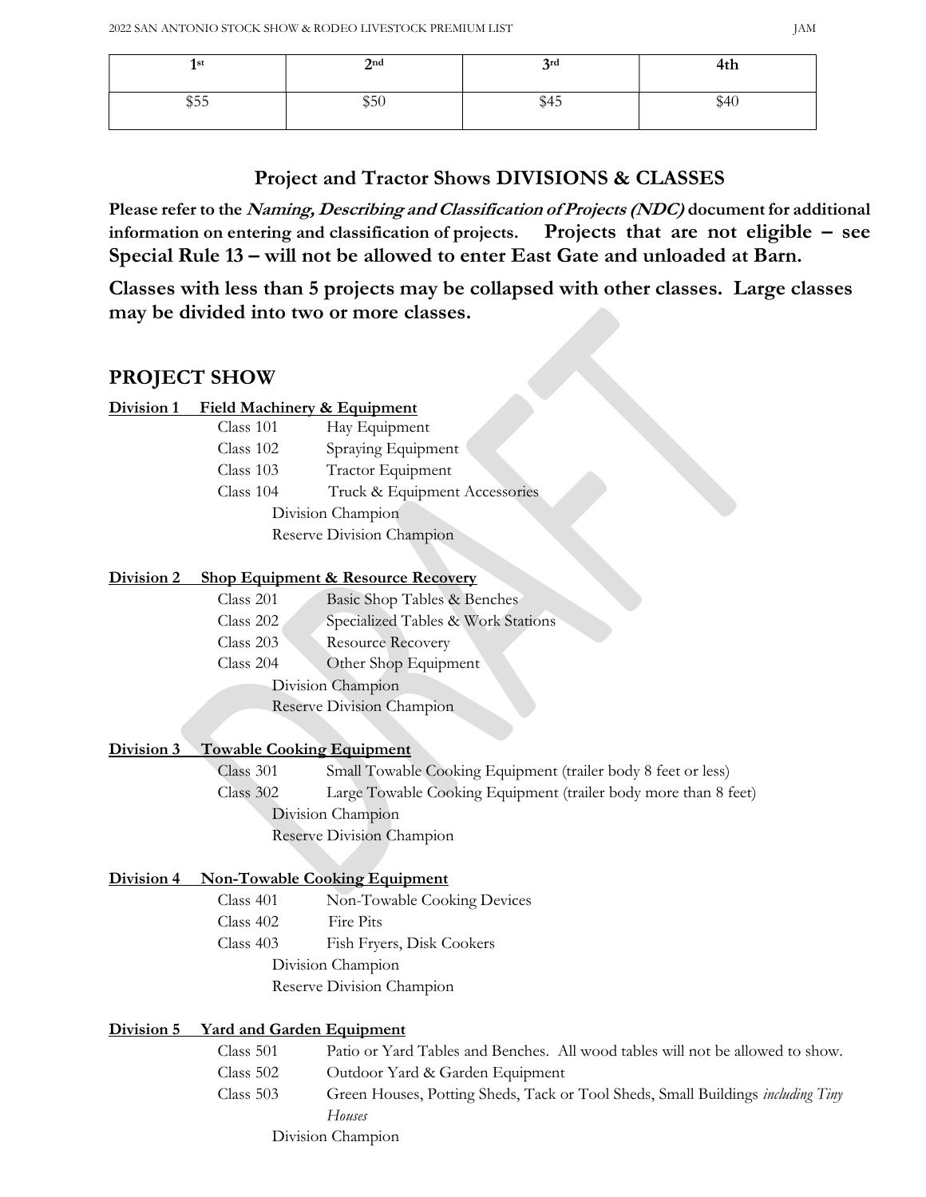| 1st | 2nd | 3rd | 4th |
|---|---|---|---|
| $55 | $50 | $45 | $40 |

## Project and Tractor Shows DIVISIONS & CLASSES

**Please refer to the *Naming, Describing and Classification of Projects (NDC)* document for additional information on entering and classification of projects. Projects that are not eligible – see Special Rule 13 – will not be allowed to enter East Gate and unloaded at Barn.**

**Classes with less than 5 projects may be collapsed with other classes. Large classes may be divided into two or more classes.**

## PROJECT SHOW

**Division 1 Field Machinery & Equipment**

- Class 101 Hay Equipment
- Class 102 Spraying Equipment
- Class 103 Tractor Equipment
- Class 104 Truck & Equipment Accessories
- Division Champion
- Reserve Division Champion

**Division 2 Shop Equipment & Resource Recovery**

- Class 201 Basic Shop Tables & Benches
- Class 202 Specialized Tables & Work Stations
- Class 203 Resource Recovery
- Class 204 Other Shop Equipment
- Division Champion
- Reserve Division Champion

**Division 3 Towable Cooking Equipment**

- Class 301 Small Towable Cooking Equipment (trailer body 8 feet or less)
- Class 302 Large Towable Cooking Equipment (trailer body more than 8 feet)
- Division Champion
- Reserve Division Champion

**Division 4 Non-Towable Cooking Equipment**

- Class 401 Non-Towable Cooking Devices
- Class 402 Fire Pits
- Class 403 Fish Fryers, Disk Cookers
- Division Champion
- Reserve Division Champion

**Division 5 Yard and Garden Equipment**

- Class 501 Patio or Yard Tables and Benches. All wood tables will not be allowed to show.
- Class 502 Outdoor Yard & Garden Equipment
- Class 503 Green Houses, Potting Sheds, Tack or Tool Sheds, Small Buildings *including Tiny Houses*
- Division Champion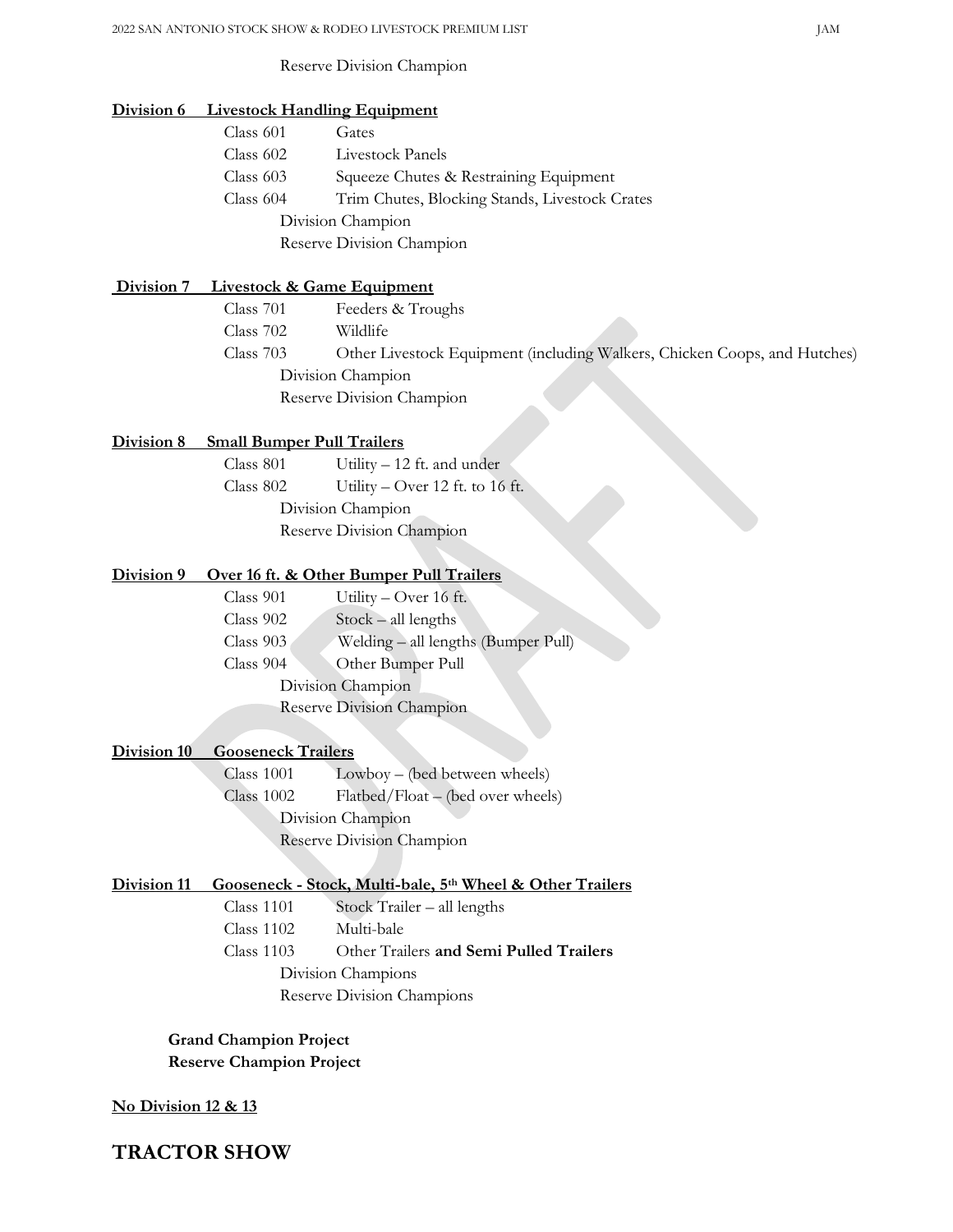Reserve Division Champion

**Division 6 Livestock Handling Equipment**

Class 601 Gates
Class 602 Livestock Panels
Class 603 Squeeze Chutes & Restraining Equipment
Class 604 Trim Chutes, Blocking Stands, Livestock Crates
Division Champion
Reserve Division Champion

**Division 7 Livestock & Game Equipment**

Class 701 Feeders & Troughs
Class 702 Wildlife
Class 703 Other Livestock Equipment (including Walkers, Chicken Coops, and Hutches)
Division Champion
Reserve Division Champion

**Division 8 Small Bumper Pull Trailers**

Class 801 Utility – 12 ft. and under
Class 802 Utility – Over 12 ft. to 16 ft.
Division Champion
Reserve Division Champion

**Division 9 Over 16 ft. & Other Bumper Pull Trailers**

Class 901 Utility – Over 16 ft.
Class 902 Stock – all lengths
Class 903 Welding – all lengths (Bumper Pull)
Class 904 Other Bumper Pull
Division Champion
Reserve Division Champion

**Division 10 Gooseneck Trailers**

Class 1001 Lowboy – (bed between wheels)
Class 1002 Flatbed/Float – (bed over wheels)
Division Champion
Reserve Division Champion

**Division 11 Gooseneck - Stock, Multi-bale, 5th Wheel & Other Trailers**

Class 1101 Stock Trailer – all lengths
Class 1102 Multi-bale
Class 1103 Other Trailers **and Semi Pulled Trailers**
Division Champions
Reserve Division Champions

**Grand Champion Project**
**Reserve Champion Project**

**No Division 12 & 13**

# TRACTOR SHOW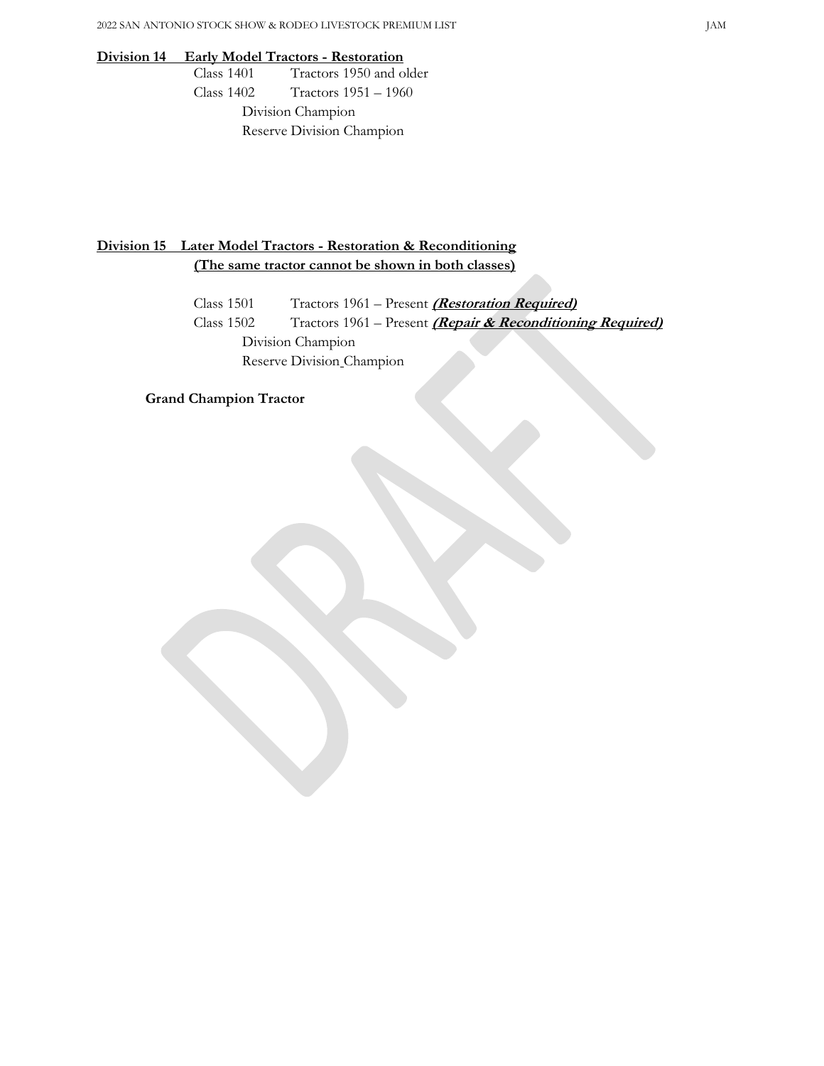**Division 14 Early Model Tractors - Restoration**

Class 1401 Tractors 1950 and older

Class 1402 Tractors 1951 – 1960

Division Champion

Reserve Division Champion

**Division 15 Later Model Tractors - Restoration & Reconditioning**

**(The same tractor cannot be shown in both classes)**

Class 1501 Tractors 1961 – Present ***(Restoration Required)***

Class 1502 Tractors 1961 – Present ***(Repair & Reconditioning Required)***

Division Champion

Reserve Division Champion

**Grand Champion Tractor**